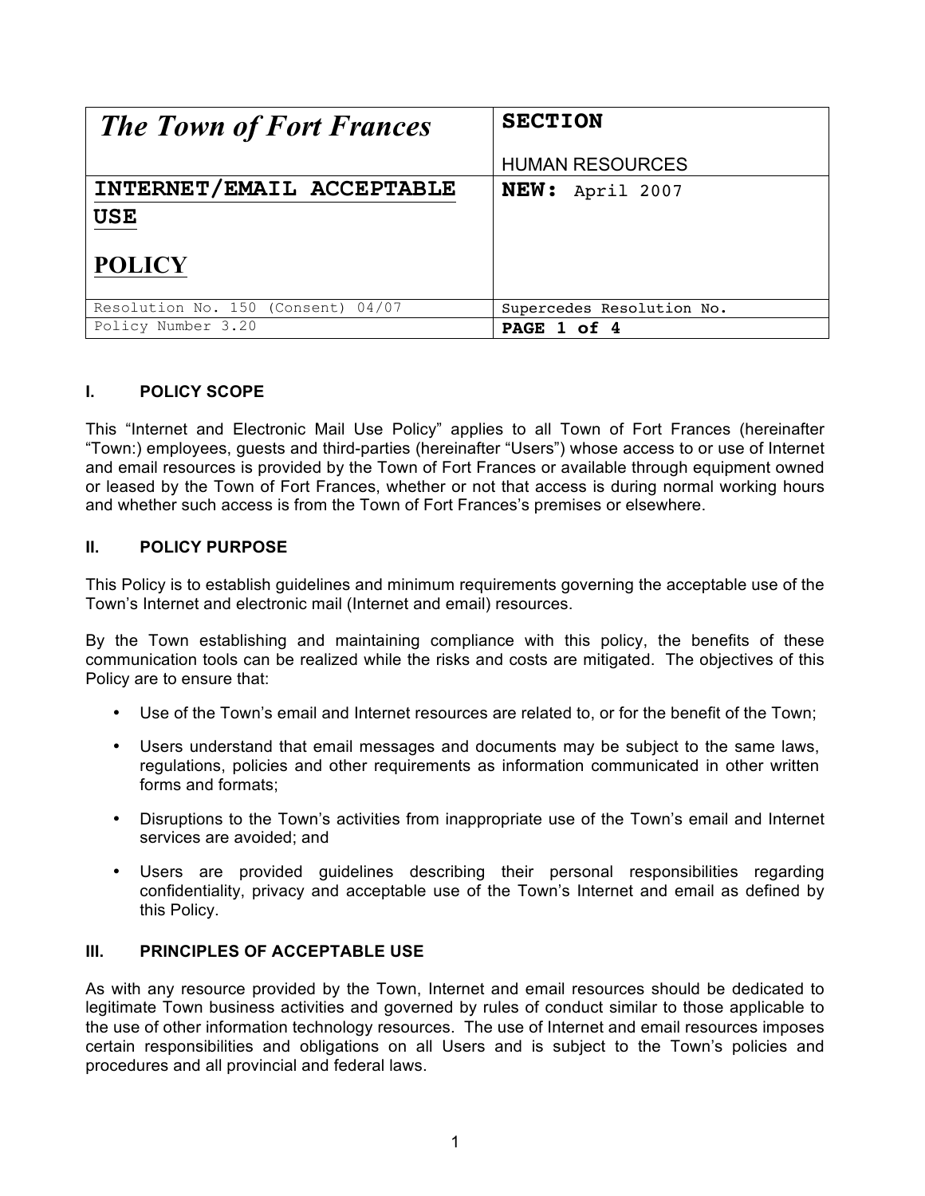| *The Town of Fort Frances* | **SECTION**<br><br>HUMAN RESOURCES |
|---|---|
| **INTERNET/EMAIL ACCEPTABLE USE**<br><br>**POLICY** | **NEW:** April 2007 |
| Resolution No. 150 (Consent) 04/07 | Supercedes Resolution No. |
| Policy Number 3.20 | **PAGE 1 of 4** |

## I. POLICY SCOPE

This "Internet and Electronic Mail Use Policy" applies to all Town of Fort Frances (hereinafter "Town:) employees, guests and third-parties (hereinafter "Users") whose access to or use of Internet and email resources is provided by the Town of Fort Frances or available through equipment owned or leased by the Town of Fort Frances, whether or not that access is during normal working hours and whether such access is from the Town of Fort Frances's premises or elsewhere.

## II. POLICY PURPOSE

This Policy is to establish guidelines and minimum requirements governing the acceptable use of the Town's Internet and electronic mail (Internet and email) resources.

By the Town establishing and maintaining compliance with this policy, the benefits of these communication tools can be realized while the risks and costs are mitigated. The objectives of this Policy are to ensure that:

- Use of the Town's email and Internet resources are related to, or for the benefit of the Town;
- Users understand that email messages and documents may be subject to the same laws, regulations, policies and other requirements as information communicated in other written forms and formats;
- Disruptions to the Town's activities from inappropriate use of the Town's email and Internet services are avoided; and
- Users are provided guidelines describing their personal responsibilities regarding confidentiality, privacy and acceptable use of the Town's Internet and email as defined by this Policy.

## III. PRINCIPLES OF ACCEPTABLE USE

As with any resource provided by the Town, Internet and email resources should be dedicated to legitimate Town business activities and governed by rules of conduct similar to those applicable to the use of other information technology resources. The use of Internet and email resources imposes certain responsibilities and obligations on all Users and is subject to the Town's policies and procedures and all provincial and federal laws.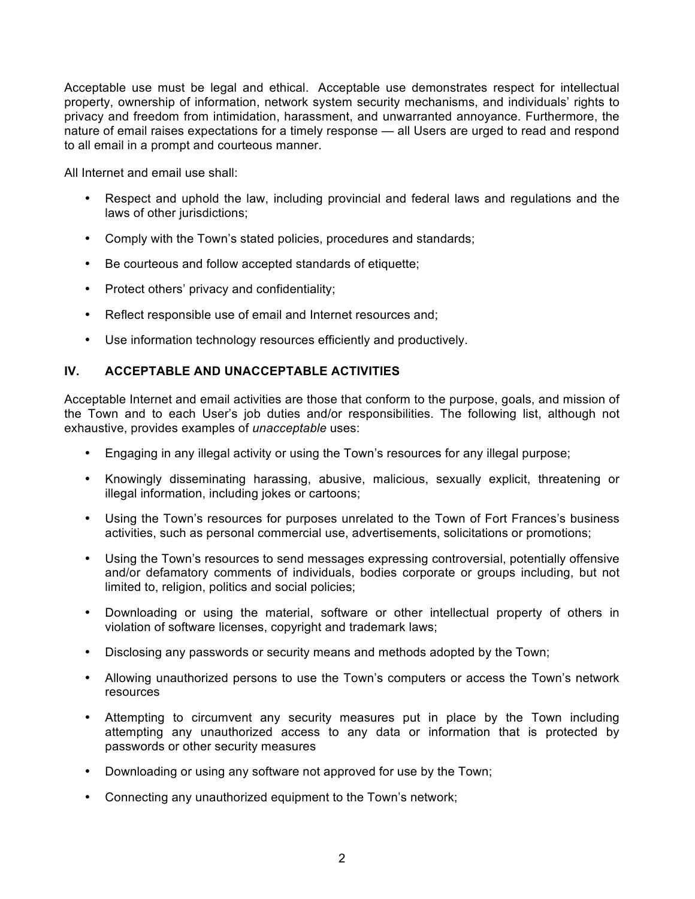Acceptable use must be legal and ethical. Acceptable use demonstrates respect for intellectual property, ownership of information, network system security mechanisms, and individuals' rights to privacy and freedom from intimidation, harassment, and unwarranted annoyance. Furthermore, the nature of email raises expectations for a timely response — all Users are urged to read and respond to all email in a prompt and courteous manner.

All Internet and email use shall:

- Respect and uphold the law, including provincial and federal laws and regulations and the laws of other jurisdictions;
- Comply with the Town's stated policies, procedures and standards;
- Be courteous and follow accepted standards of etiquette;
- Protect others' privacy and confidentiality;
- Reflect responsible use of email and Internet resources and;
- Use information technology resources efficiently and productively.

## IV. ACCEPTABLE AND UNACCEPTABLE ACTIVITIES

Acceptable Internet and email activities are those that conform to the purpose, goals, and mission of the Town and to each User's job duties and/or responsibilities. The following list, although not exhaustive, provides examples of *unacceptable* uses:

- Engaging in any illegal activity or using the Town's resources for any illegal purpose;
- Knowingly disseminating harassing, abusive, malicious, sexually explicit, threatening or illegal information, including jokes or cartoons;
- Using the Town's resources for purposes unrelated to the Town of Fort Frances's business activities, such as personal commercial use, advertisements, solicitations or promotions;
- Using the Town's resources to send messages expressing controversial, potentially offensive and/or defamatory comments of individuals, bodies corporate or groups including, but not limited to, religion, politics and social policies;
- Downloading or using the material, software or other intellectual property of others in violation of software licenses, copyright and trademark laws;
- Disclosing any passwords or security means and methods adopted by the Town;
- Allowing unauthorized persons to use the Town's computers or access the Town's network resources
- Attempting to circumvent any security measures put in place by the Town including attempting any unauthorized access to any data or information that is protected by passwords or other security measures
- Downloading or using any software not approved for use by the Town;
- Connecting any unauthorized equipment to the Town's network;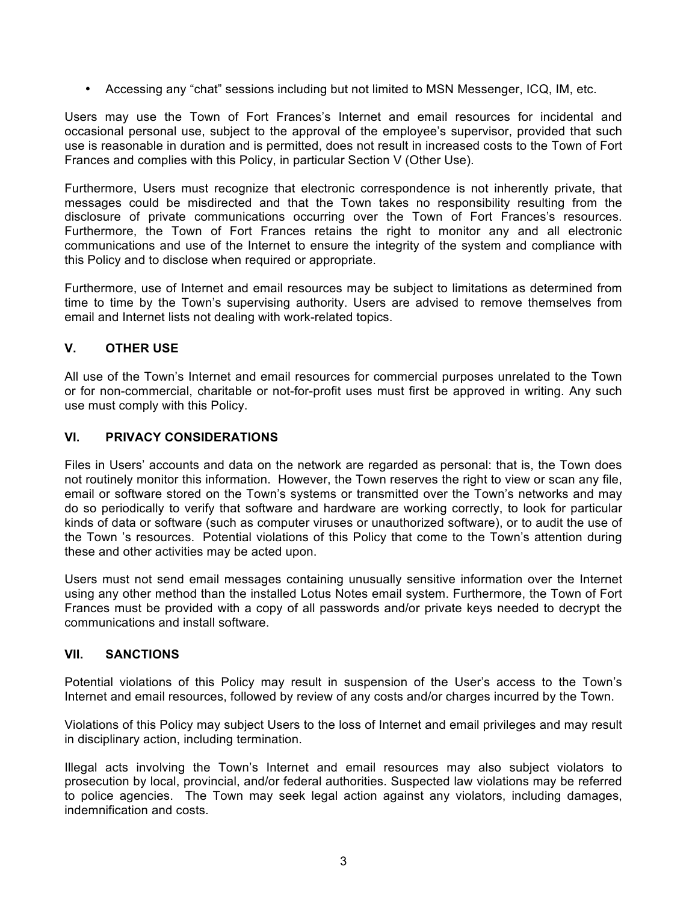- Accessing any “chat” sessions including but not limited to MSN Messenger, ICQ, IM, etc.

Users may use the Town of Fort Frances’s Internet and email resources for incidental and occasional personal use, subject to the approval of the employee’s supervisor, provided that such use is reasonable in duration and is permitted, does not result in increased costs to the Town of Fort Frances and complies with this Policy, in particular Section V (Other Use).

Furthermore, Users must recognize that electronic correspondence is not inherently private, that messages could be misdirected and that the Town takes no responsibility resulting from the disclosure of private communications occurring over the Town of Fort Frances’s resources. Furthermore, the Town of Fort Frances retains the right to monitor any and all electronic communications and use of the Internet to ensure the integrity of the system and compliance with this Policy and to disclose when required or appropriate.

Furthermore, use of Internet and email resources may be subject to limitations as determined from time to time by the Town’s supervising authority. Users are advised to remove themselves from email and Internet lists not dealing with work-related topics.

## V. OTHER USE

All use of the Town’s Internet and email resources for commercial purposes unrelated to the Town or for non-commercial, charitable or not-for-profit uses must first be approved in writing. Any such use must comply with this Policy.

## VI. PRIVACY CONSIDERATIONS

Files in Users’ accounts and data on the network are regarded as personal: that is, the Town does not routinely monitor this information. However, the Town reserves the right to view or scan any file, email or software stored on the Town’s systems or transmitted over the Town’s networks and may do so periodically to verify that software and hardware are working correctly, to look for particular kinds of data or software (such as computer viruses or unauthorized software), or to audit the use of the Town ’s resources. Potential violations of this Policy that come to the Town’s attention during these and other activities may be acted upon.

Users must not send email messages containing unusually sensitive information over the Internet using any other method than the installed Lotus Notes email system. Furthermore, the Town of Fort Frances must be provided with a copy of all passwords and/or private keys needed to decrypt the communications and install software.

## VII. SANCTIONS

Potential violations of this Policy may result in suspension of the User’s access to the Town’s Internet and email resources, followed by review of any costs and/or charges incurred by the Town.

Violations of this Policy may subject Users to the loss of Internet and email privileges and may result in disciplinary action, including termination.

Illegal acts involving the Town’s Internet and email resources may also subject violators to prosecution by local, provincial, and/or federal authorities. Suspected law violations may be referred to police agencies. The Town may seek legal action against any violators, including damages, indemnification and costs.